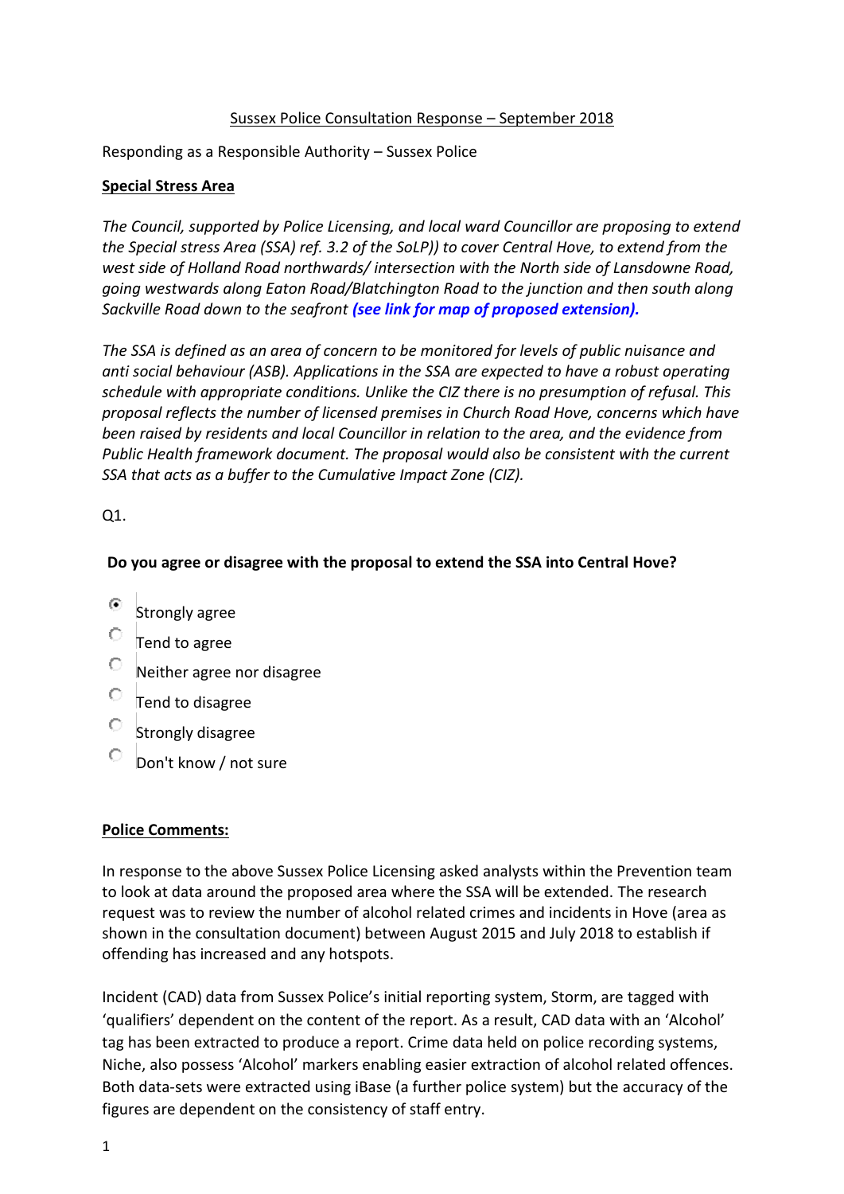Sussex Police Consultation Response – September 2018

Responding as a Responsible Authority – Sussex Police

**Special Stress Area**

*The Council, supported by Police Licensing, and local ward Councillor are proposing to extend the Special stress Area (SSA) ref. 3.2 of the SoLP)) to cover Central Hove, to extend from the west side of Holland Road northwards/ intersection with the North side of Lansdowne Road, going westwards along Eaton Road/Blatchington Road to the junction and then south along Sackville Road down to the seafront* ***(see link for map of proposed extension).***

*The SSA is defined as an area of concern to be monitored for levels of public nuisance and anti social behaviour (ASB). Applications in the SSA are expected to have a robust operating schedule with appropriate conditions. Unlike the CIZ there is no presumption of refusal. This proposal reflects the number of licensed premises in Church Road Hove, concerns which have been raised by residents and local Councillor in relation to the area, and the evidence from Public Health framework document. The proposal would also be consistent with the current SSA that acts as a buffer to the Cumulative Impact Zone (CIZ).*

Q1.

**Do you agree or disagree with the proposal to extend the SSA into Central Hove?**

- (●) Strongly agree
- ( ) Tend to agree
- ( ) Neither agree nor disagree
- ( ) Tend to disagree
- ( ) Strongly disagree
- ( ) Don't know / not sure

**Police Comments:**

In response to the above Sussex Police Licensing asked analysts within the Prevention team to look at data around the proposed area where the SSA will be extended. The research request was to review the number of alcohol related crimes and incidents in Hove (area as shown in the consultation document) between August 2015 and July 2018 to establish if offending has increased and any hotspots.

Incident (CAD) data from Sussex Police's initial reporting system, Storm, are tagged with 'qualifiers' dependent on the content of the report. As a result, CAD data with an 'Alcohol' tag has been extracted to produce a report. Crime data held on police recording systems, Niche, also possess 'Alcohol' markers enabling easier extraction of alcohol related offences. Both data-sets were extracted using iBase (a further police system) but the accuracy of the figures are dependent on the consistency of staff entry.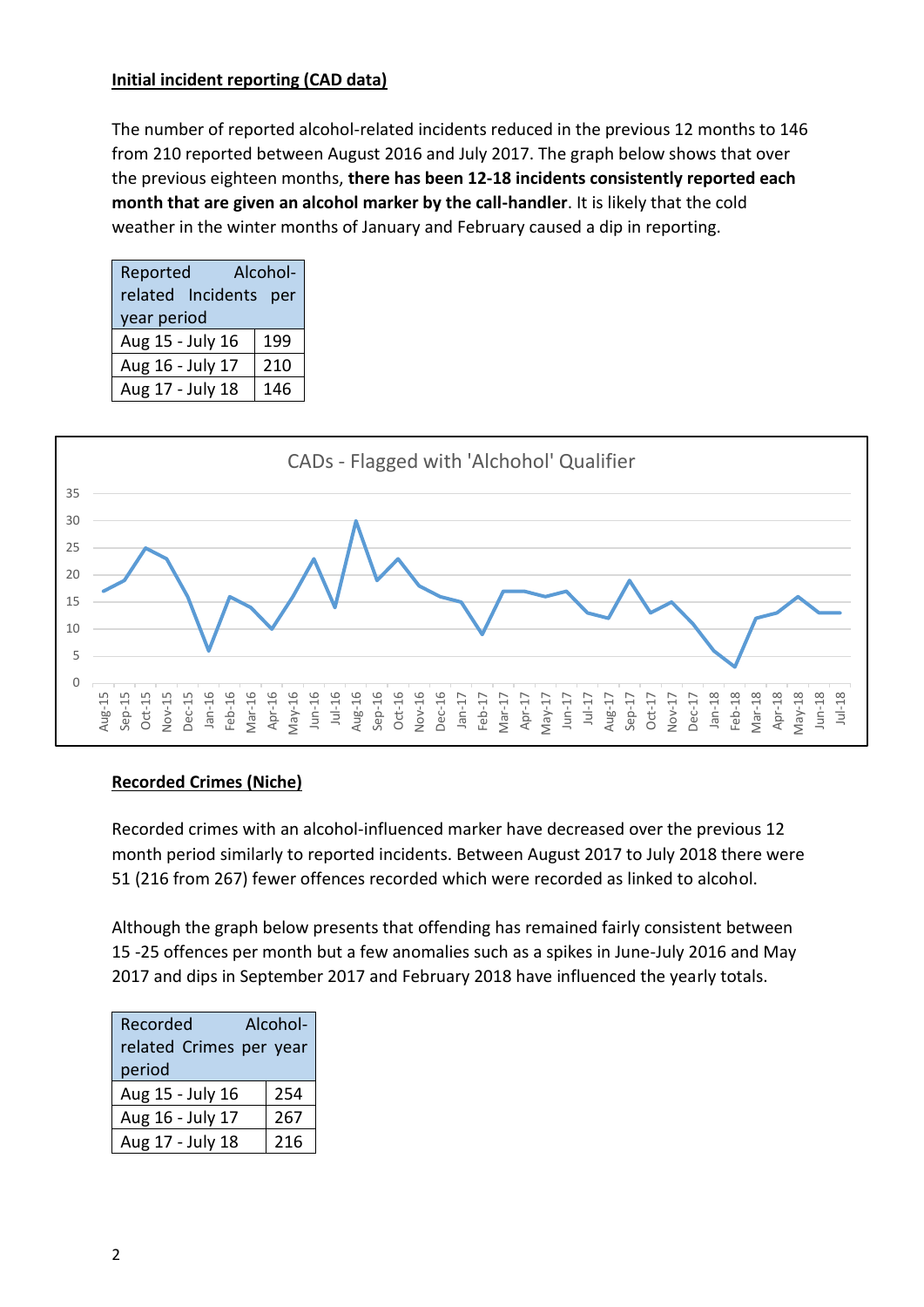**Initial incident reporting (CAD data)**

The number of reported alcohol-related incidents reduced in the previous 12 months to 146 from 210 reported between August 2016 and July 2017. The graph below shows that over the previous eighteen months, **there has been 12-18 incidents consistently reported each month that are given an alcohol marker by the call-handler**. It is likely that the cold weather in the winter months of January and February caused a dip in reporting.

| Reported Alcohol-related Incidents per year period | |
|---|---|
| Aug 15 - July 16 | 199 |
| Aug 16 - July 17 | 210 |
| Aug 17 - July 18 | 146 |

CADs - Flagged with 'Alchohol' Qualifier

**Recorded Crimes (Niche)**

Recorded crimes with an alcohol-influenced marker have decreased over the previous 12 month period similarly to reported incidents. Between August 2017 to July 2018 there were 51 (216 from 267) fewer offences recorded which were recorded as linked to alcohol.

Although the graph below presents that offending has remained fairly consistent between 15 -25 offences per month but a few anomalies such as a spikes in June-July 2016 and May 2017 and dips in September 2017 and February 2018 have influenced the yearly totals.

| Recorded Alcohol-related Crimes per year period | |
|---|---|
| Aug 15 - July 16 | 254 |
| Aug 16 - July 17 | 267 |
| Aug 17 - July 18 | 216 |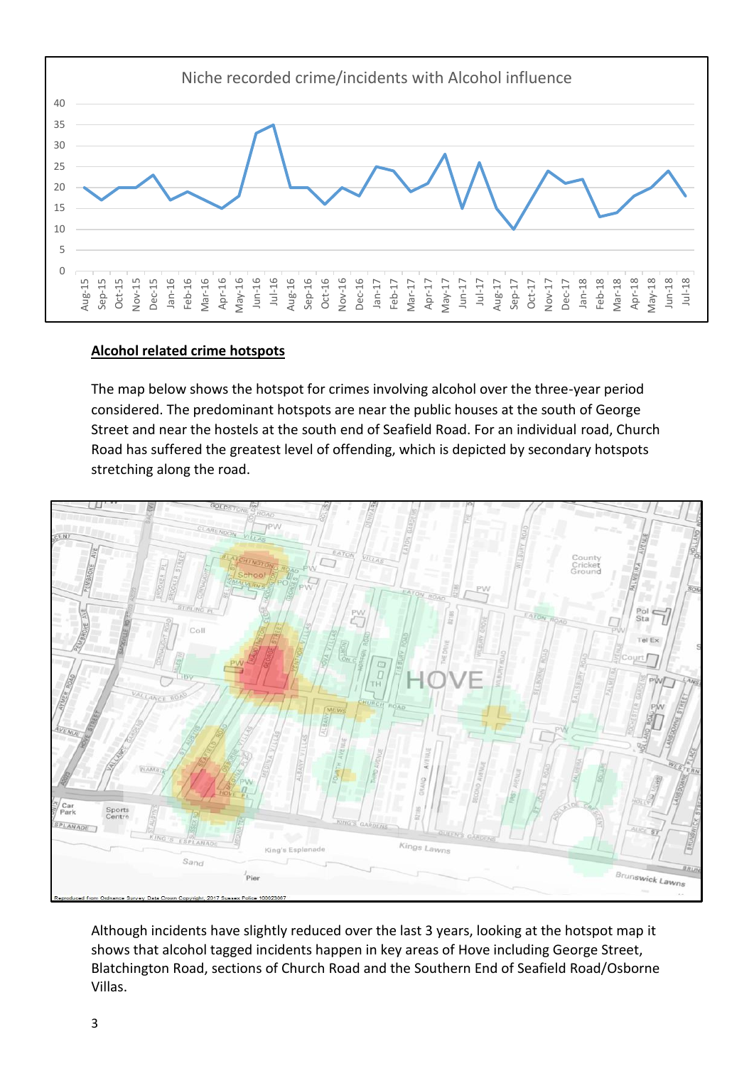Niche recorded crime/incidents with Alcohol influence

**Alcohol related crime hotspots**

The map below shows the hotspot for crimes involving alcohol over the three-year period considered. The predominant hotspots are near the public houses at the south of George Street and near the hostels at the south end of Seafield Road. For an individual road, Church Road has suffered the greatest level of offending, which is depicted by secondary hotspots stretching along the road.

Although incidents have slightly reduced over the last 3 years, looking at the hotspot map it shows that alcohol tagged incidents happen in key areas of Hove including George Street, Blatchington Road, sections of Church Road and the Southern End of Seafield Road/Osborne Villas.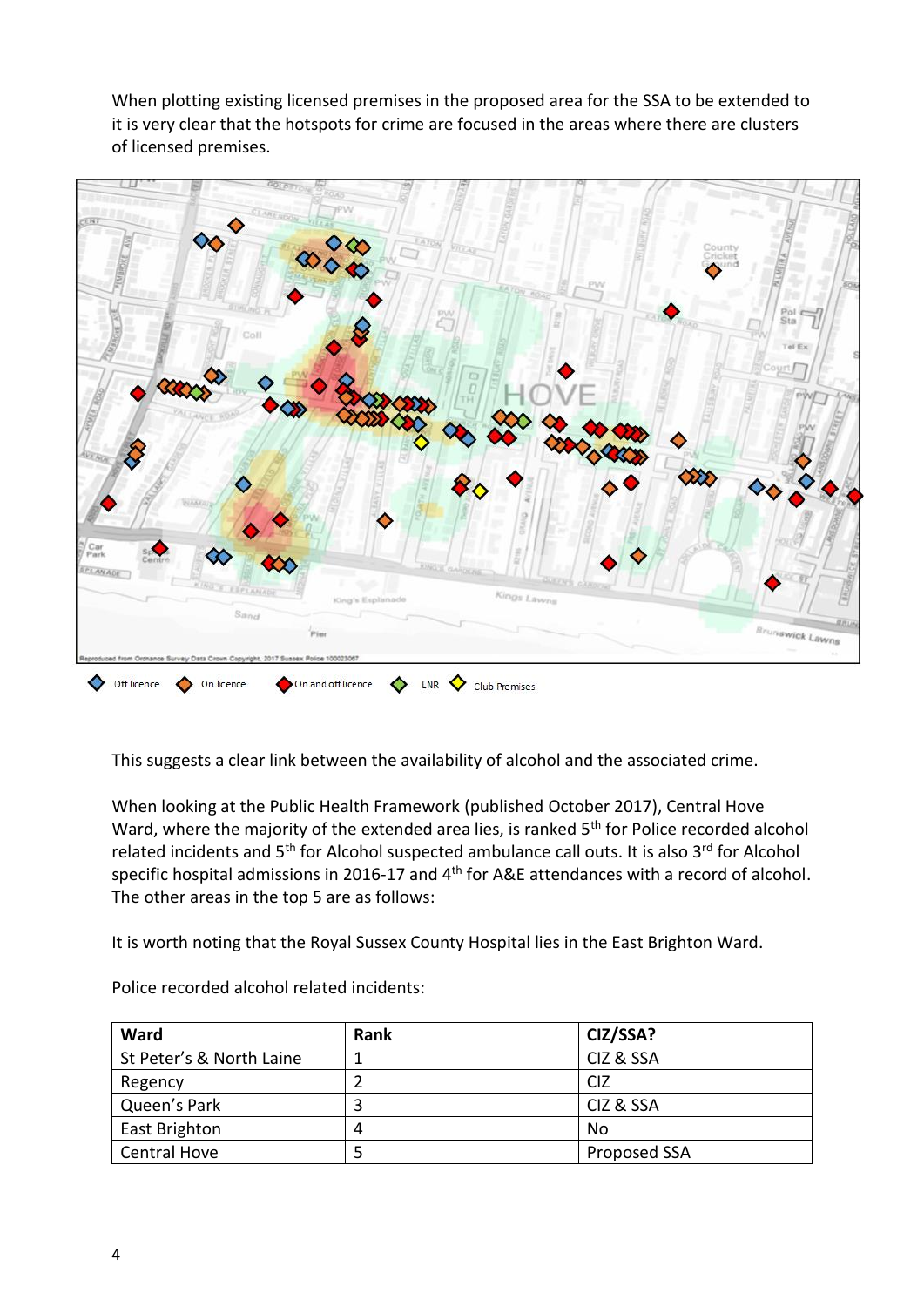When plotting existing licensed premises in the proposed area for the SSA to be extended to it is very clear that the hotspots for crime are focused in the areas where there are clusters of licensed premises.

Off licence　On licence　On and off licence　LNR　Club Premises

This suggests a clear link between the availability of alcohol and the associated crime.

When looking at the Public Health Framework (published October 2017), Central Hove Ward, where the majority of the extended area lies, is ranked 5th for Police recorded alcohol related incidents and 5th for Alcohol suspected ambulance call outs. It is also 3rd for Alcohol specific hospital admissions in 2016-17 and 4th for A&E attendances with a record of alcohol. The other areas in the top 5 are as follows:

It is worth noting that the Royal Sussex County Hospital lies in the East Brighton Ward.

Police recorded alcohol related incidents:

| Ward | Rank | CIZ/SSA? |
|---|---|---|
| St Peter's & North Laine | 1 | CIZ & SSA |
| Regency | 2 | CIZ |
| Queen's Park | 3 | CIZ & SSA |
| East Brighton | 4 | No |
| Central Hove | 5 | Proposed SSA |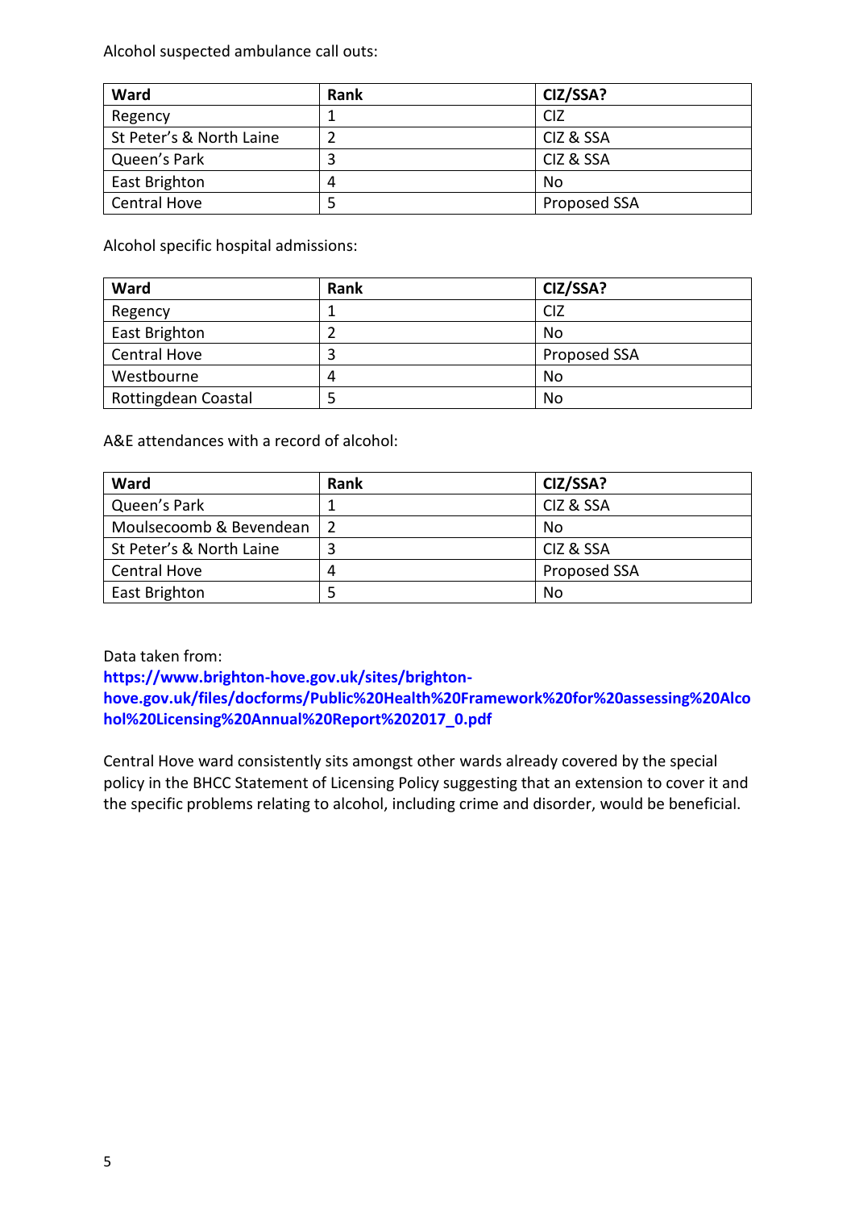Alcohol suspected ambulance call outs:

| Ward | Rank | CIZ/SSA? |
|---|---|---|
| Regency | 1 | CIZ |
| St Peter’s & North Laine | 2 | CIZ & SSA |
| Queen’s Park | 3 | CIZ & SSA |
| East Brighton | 4 | No |
| Central Hove | 5 | Proposed SSA |

Alcohol specific hospital admissions:

| Ward | Rank | CIZ/SSA? |
|---|---|---|
| Regency | 1 | CIZ |
| East Brighton | 2 | No |
| Central Hove | 3 | Proposed SSA |
| Westbourne | 4 | No |
| Rottingdean Coastal | 5 | No |

A&E attendances with a record of alcohol:

| Ward | Rank | CIZ/SSA? |
|---|---|---|
| Queen’s Park | 1 | CIZ & SSA |
| Moulsecoomb & Bevendean | 2 | No |
| St Peter’s & North Laine | 3 | CIZ & SSA |
| Central Hove | 4 | Proposed SSA |
| East Brighton | 5 | No |

Data taken from:
**https://www.brighton-hove.gov.uk/sites/brighton-hove.gov.uk/files/docforms/Public%20Health%20Framework%20for%20assessing%20Alcohol%20Licensing%20Annual%20Report%202017_0.pdf**

Central Hove ward consistently sits amongst other wards already covered by the special policy in the BHCC Statement of Licensing Policy suggesting that an extension to cover it and the specific problems relating to alcohol, including crime and disorder, would be beneficial.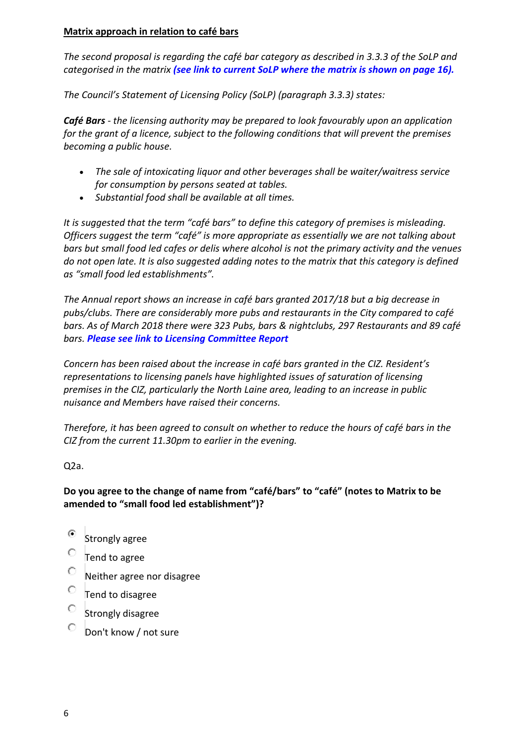**Matrix approach in relation to café bars**

*The second proposal is regarding the café bar category as described in 3.3.3 of the SoLP and categorised in the matrix **(see link to current SoLP where the matrix is shown on page 16).***

*The Council's Statement of Licensing Policy (SoLP) (paragraph 3.3.3) states:*

***Café Bars** - the licensing authority may be prepared to look favourably upon an application for the grant of a licence, subject to the following conditions that will prevent the premises becoming a public house.*

- *The sale of intoxicating liquor and other beverages shall be waiter/waitress service for consumption by persons seated at tables.*
- *Substantial food shall be available at all times.*

*It is suggested that the term "café bars" to define this category of premises is misleading. Officers suggest the term "café" is more appropriate as essentially we are not talking about bars but small food led cafes or delis where alcohol is not the primary activity and the venues do not open late. It is also suggested adding notes to the matrix that this category is defined as "small food led establishments".*

*The Annual report shows an increase in café bars granted 2017/18 but a big decrease in pubs/clubs. There are considerably more pubs and restaurants in the City compared to café bars. As of March 2018 there were 323 Pubs, bars & nightclubs, 297 Restaurants and 89 café bars. **Please see link to Licensing Committee Report***

*Concern has been raised about the increase in café bars granted in the CIZ. Resident's representations to licensing panels have highlighted issues of saturation of licensing premises in the CIZ, particularly the North Laine area, leading to an increase in public nuisance and Members have raised their concerns.*

*Therefore, it has been agreed to consult on whether to reduce the hours of café bars in the CIZ from the current 11.30pm to earlier in the evening.*

Q2a.

**Do you agree to the change of name from "café/bars" to "café" (notes to Matrix to be amended to "small food led establishment")?**

- (●) Strongly agree
- ( ) Tend to agree
- ( ) Neither agree nor disagree
- ( ) Tend to disagree
- ( ) Strongly disagree
- ( ) Don't know / not sure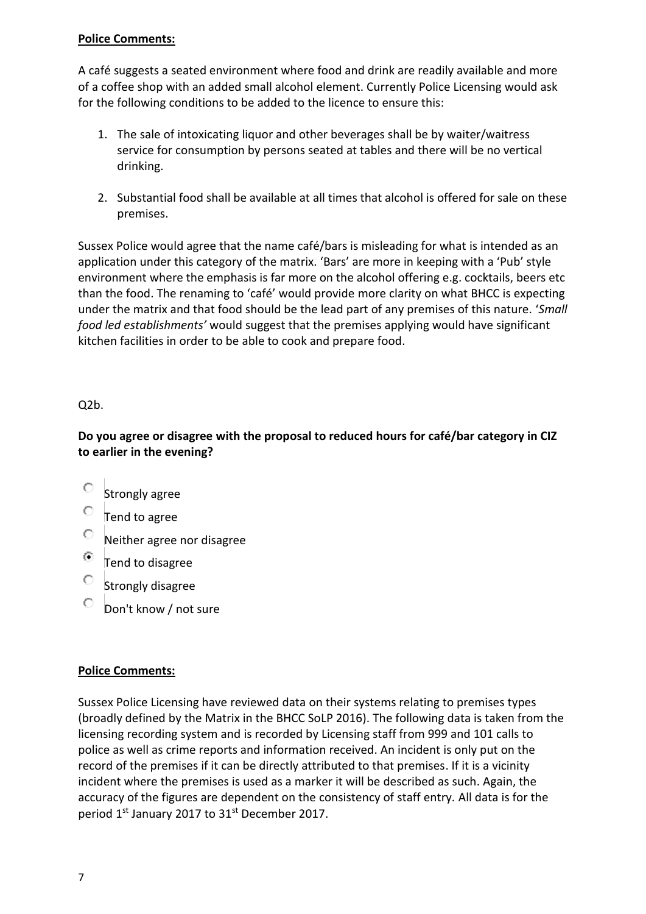**Police Comments:**

A café suggests a seated environment where food and drink are readily available and more of a coffee shop with an added small alcohol element. Currently Police Licensing would ask for the following conditions to be added to the licence to ensure this:

1. The sale of intoxicating liquor and other beverages shall be by waiter/waitress service for consumption by persons seated at tables and there will be no vertical drinking.

2. Substantial food shall be available at all times that alcohol is offered for sale on these premises.

Sussex Police would agree that the name café/bars is misleading for what is intended as an application under this category of the matrix. 'Bars' are more in keeping with a 'Pub' style environment where the emphasis is far more on the alcohol offering e.g. cocktails, beers etc than the food. The renaming to 'café' would provide more clarity on what BHCC is expecting under the matrix and that food should be the lead part of any premises of this nature. '*Small food led establishments'* would suggest that the premises applying would have significant kitchen facilities in order to be able to cook and prepare food.

Q2b.

**Do you agree or disagree with the proposal to reduced hours for café/bar category in CIZ to earlier in the evening?**

- ○ Strongly agree
- ○ Tend to agree
- ○ Neither agree nor disagree
- ◉ Tend to disagree
- ○ Strongly disagree
- ○ Don't know / not sure

**Police Comments:**

Sussex Police Licensing have reviewed data on their systems relating to premises types (broadly defined by the Matrix in the BHCC SoLP 2016). The following data is taken from the licensing recording system and is recorded by Licensing staff from 999 and 101 calls to police as well as crime reports and information received. An incident is only put on the record of the premises if it can be directly attributed to that premises. If it is a vicinity incident where the premises is used as a marker it will be described as such. Again, the accuracy of the figures are dependent on the consistency of staff entry. All data is for the period 1st January 2017 to 31st December 2017.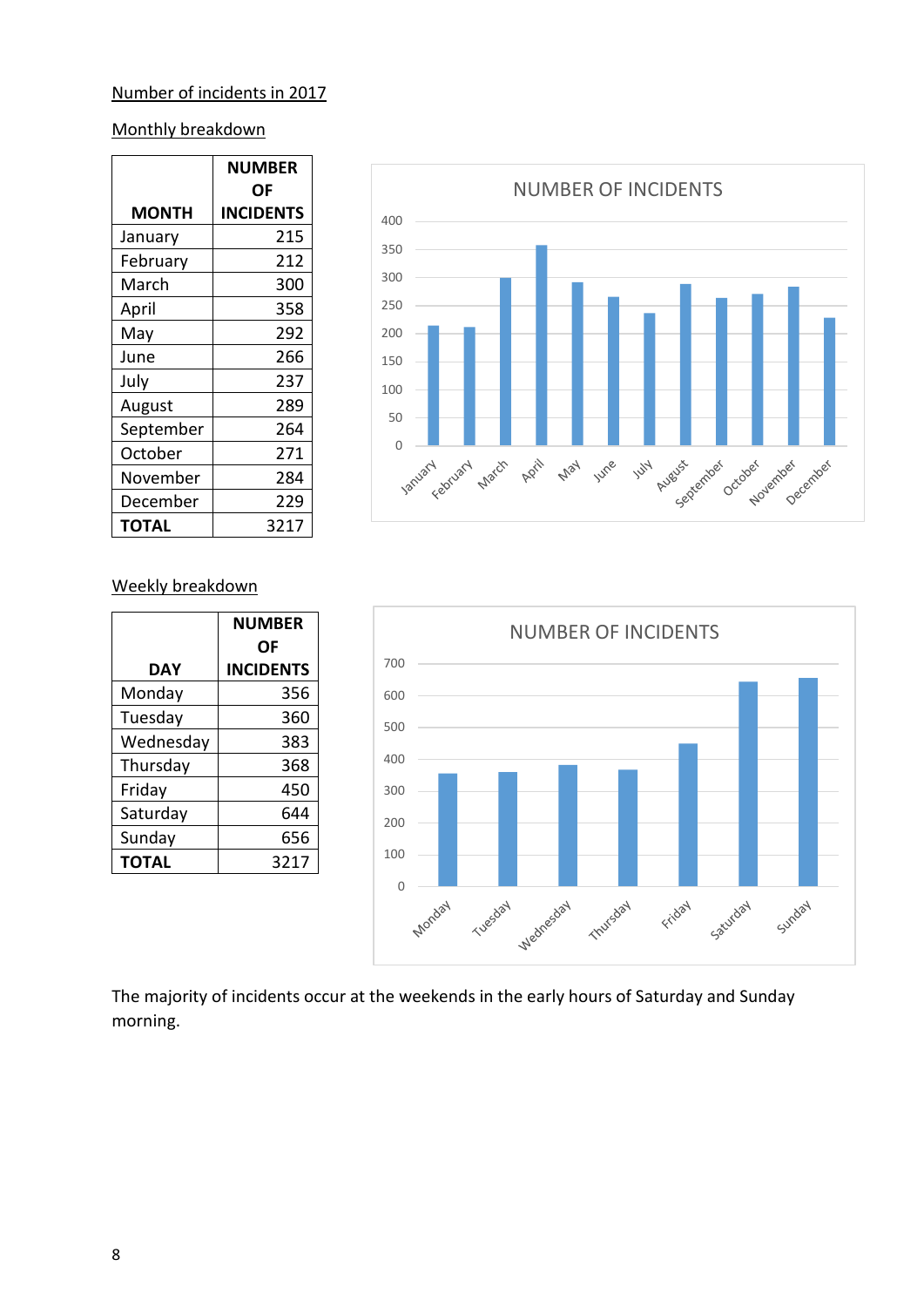Number of incidents in 2017

Monthly breakdown

| MONTH | NUMBER OF INCIDENTS |
|---|---|
| January | 215 |
| February | 212 |
| March | 300 |
| April | 358 |
| May | 292 |
| June | 266 |
| July | 237 |
| August | 289 |
| September | 264 |
| October | 271 |
| November | 284 |
| December | 229 |
| **TOTAL** | 3217 |

Weekly breakdown

| DAY | NUMBER OF INCIDENTS |
|---|---|
| Monday | 356 |
| Tuesday | 360 |
| Wednesday | 383 |
| Thursday | 368 |
| Friday | 450 |
| Saturday | 644 |
| Sunday | 656 |
| **TOTAL** | 3217 |

The majority of incidents occur at the weekends in the early hours of Saturday and Sunday morning.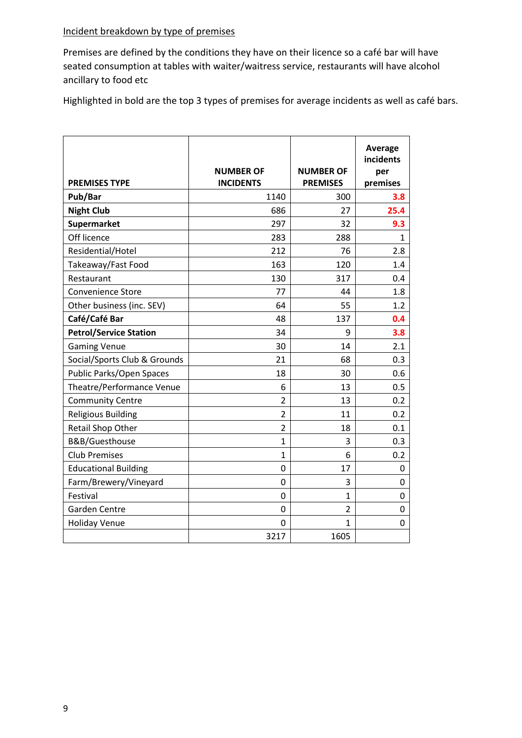Incident breakdown by type of premises

Premises are defined by the conditions they have on their licence so a café bar will have seated consumption at tables with waiter/waitress service, restaurants will have alcohol ancillary to food etc

Highlighted in bold are the top 3 types of premises for average incidents as well as café bars.

| PREMISES TYPE | NUMBER OF INCIDENTS | NUMBER OF PREMISES | Average incidents per premises |
|---|---|---|---|
| **Pub/Bar** | 1140 | 300 | **3.8** |
| **Night Club** | 686 | 27 | **25.4** |
| **Supermarket** | 297 | 32 | **9.3** |
| Off licence | 283 | 288 | 1 |
| Residential/Hotel | 212 | 76 | 2.8 |
| Takeaway/Fast Food | 163 | 120 | 1.4 |
| Restaurant | 130 | 317 | 0.4 |
| Convenience Store | 77 | 44 | 1.8 |
| Other business (inc. SEV) | 64 | 55 | 1.2 |
| **Café/Café Bar** | 48 | 137 | **0.4** |
| **Petrol/Service Station** | 34 | 9 | **3.8** |
| Gaming Venue | 30 | 14 | 2.1 |
| Social/Sports Club & Grounds | 21 | 68 | 0.3 |
| Public Parks/Open Spaces | 18 | 30 | 0.6 |
| Theatre/Performance Venue | 6 | 13 | 0.5 |
| Community Centre | 2 | 13 | 0.2 |
| Religious Building | 2 | 11 | 0.2 |
| Retail Shop Other | 2 | 18 | 0.1 |
| B&B/Guesthouse | 1 | 3 | 0.3 |
| Club Premises | 1 | 6 | 0.2 |
| Educational Building | 0 | 17 | 0 |
| Farm/Brewery/Vineyard | 0 | 3 | 0 |
| Festival | 0 | 1 | 0 |
| Garden Centre | 0 | 2 | 0 |
| Holiday Venue | 0 | 1 | 0 |
| | 3217 | 1605 | |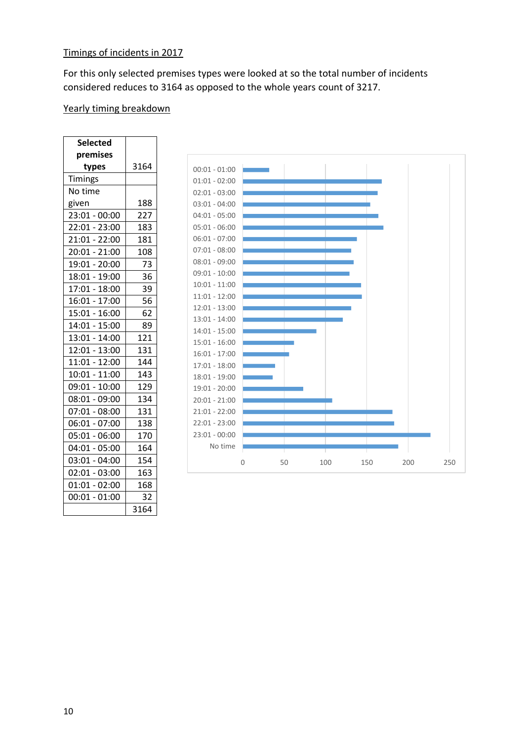Timings of incidents in 2017

For this only selected premises types were looked at so the total number of incidents considered reduces to 3164 as opposed to the whole years count of 3217.

Yearly timing breakdown

| Selected premises types | 3164 |
|---|---|
| Timings | |
| No time given | 188 |
| 23:01 - 00:00 | 227 |
| 22:01 - 23:00 | 183 |
| 21:01 - 22:00 | 181 |
| 20:01 - 21:00 | 108 |
| 19:01 - 20:00 | 73 |
| 18:01 - 19:00 | 36 |
| 17:01 - 18:00 | 39 |
| 16:01 - 17:00 | 56 |
| 15:01 - 16:00 | 62 |
| 14:01 - 15:00 | 89 |
| 13:01 - 14:00 | 121 |
| 12:01 - 13:00 | 131 |
| 11:01 - 12:00 | 144 |
| 10:01 - 11:00 | 143 |
| 09:01 - 10:00 | 129 |
| 08:01 - 09:00 | 134 |
| 07:01 - 08:00 | 131 |
| 06:01 - 07:00 | 138 |
| 05:01 - 06:00 | 170 |
| 04:01 - 05:00 | 164 |
| 03:01 - 04:00 | 154 |
| 02:01 - 03:00 | 163 |
| 01:01 - 02:00 | 168 |
| 00:01 - 01:00 | 32 |
| | 3164 |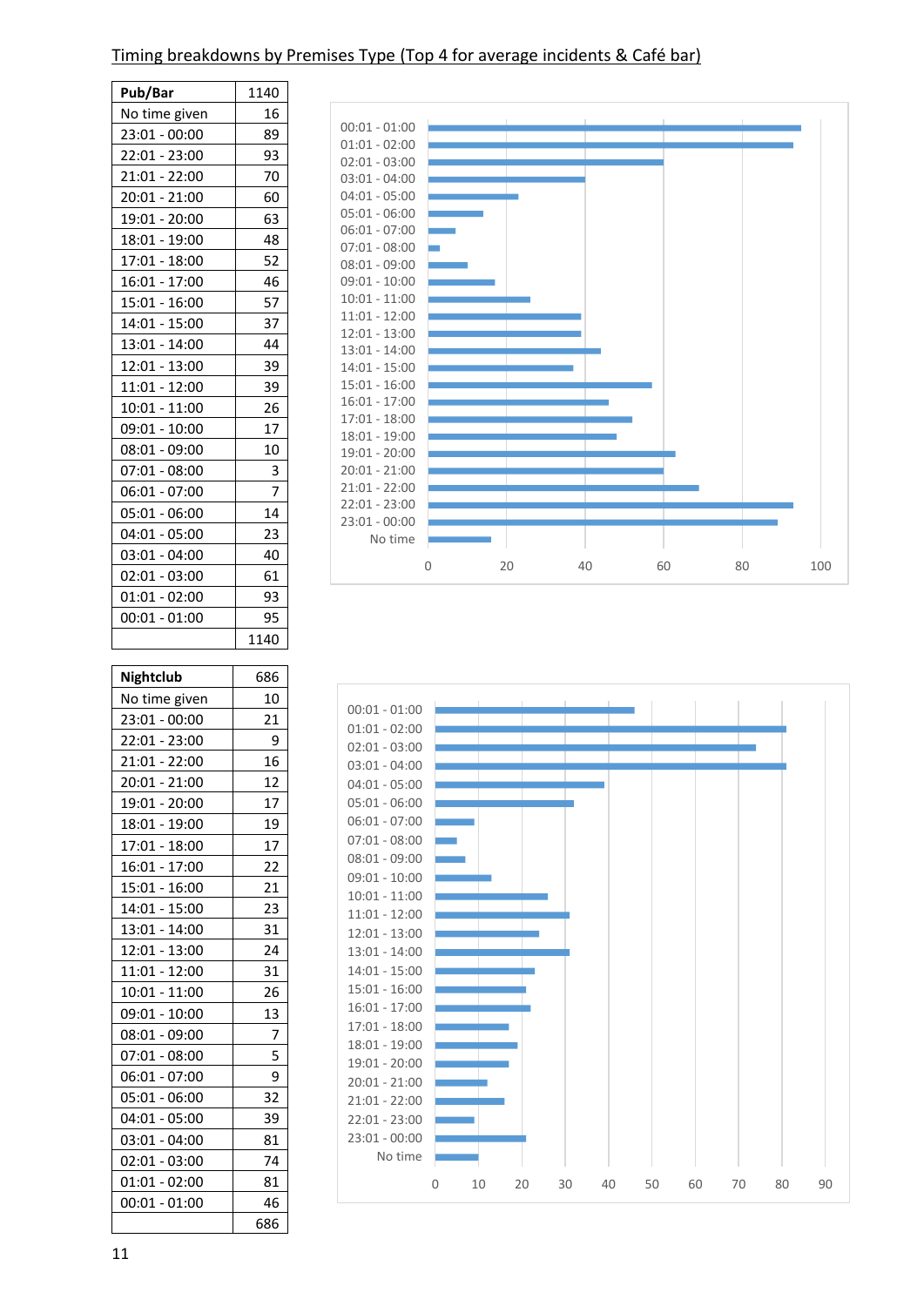Timing breakdowns by Premises Type (Top 4 for average incidents & Café bar)

| Pub/Bar | 1140 |
|---|---|
| No time given | 16 |
| 23:01 - 00:00 | 89 |
| 22:01 - 23:00 | 93 |
| 21:01 - 22:00 | 70 |
| 20:01 - 21:00 | 60 |
| 19:01 - 20:00 | 63 |
| 18:01 - 19:00 | 48 |
| 17:01 - 18:00 | 52 |
| 16:01 - 17:00 | 46 |
| 15:01 - 16:00 | 57 |
| 14:01 - 15:00 | 37 |
| 13:01 - 14:00 | 44 |
| 12:01 - 13:00 | 39 |
| 11:01 - 12:00 | 39 |
| 10:01 - 11:00 | 26 |
| 09:01 - 10:00 | 17 |
| 08:01 - 09:00 | 10 |
| 07:01 - 08:00 | 3 |
| 06:01 - 07:00 | 7 |
| 05:01 - 06:00 | 14 |
| 04:01 - 05:00 | 23 |
| 03:01 - 04:00 | 40 |
| 02:01 - 03:00 | 61 |
| 01:01 - 02:00 | 93 |
| 00:01 - 01:00 | 95 |
| | 1140 |

| Nightclub | 686 |
|---|---|
| No time given | 10 |
| 23:01 - 00:00 | 21 |
| 22:01 - 23:00 | 9 |
| 21:01 - 22:00 | 16 |
| 20:01 - 21:00 | 12 |
| 19:01 - 20:00 | 17 |
| 18:01 - 19:00 | 19 |
| 17:01 - 18:00 | 17 |
| 16:01 - 17:00 | 22 |
| 15:01 - 16:00 | 21 |
| 14:01 - 15:00 | 23 |
| 13:01 - 14:00 | 31 |
| 12:01 - 13:00 | 24 |
| 11:01 - 12:00 | 31 |
| 10:01 - 11:00 | 26 |
| 09:01 - 10:00 | 13 |
| 08:01 - 09:00 | 7 |
| 07:01 - 08:00 | 5 |
| 06:01 - 07:00 | 9 |
| 05:01 - 06:00 | 32 |
| 04:01 - 05:00 | 39 |
| 03:01 - 04:00 | 81 |
| 02:01 - 03:00 | 74 |
| 01:01 - 02:00 | 81 |
| 00:01 - 01:00 | 46 |
| | 686 |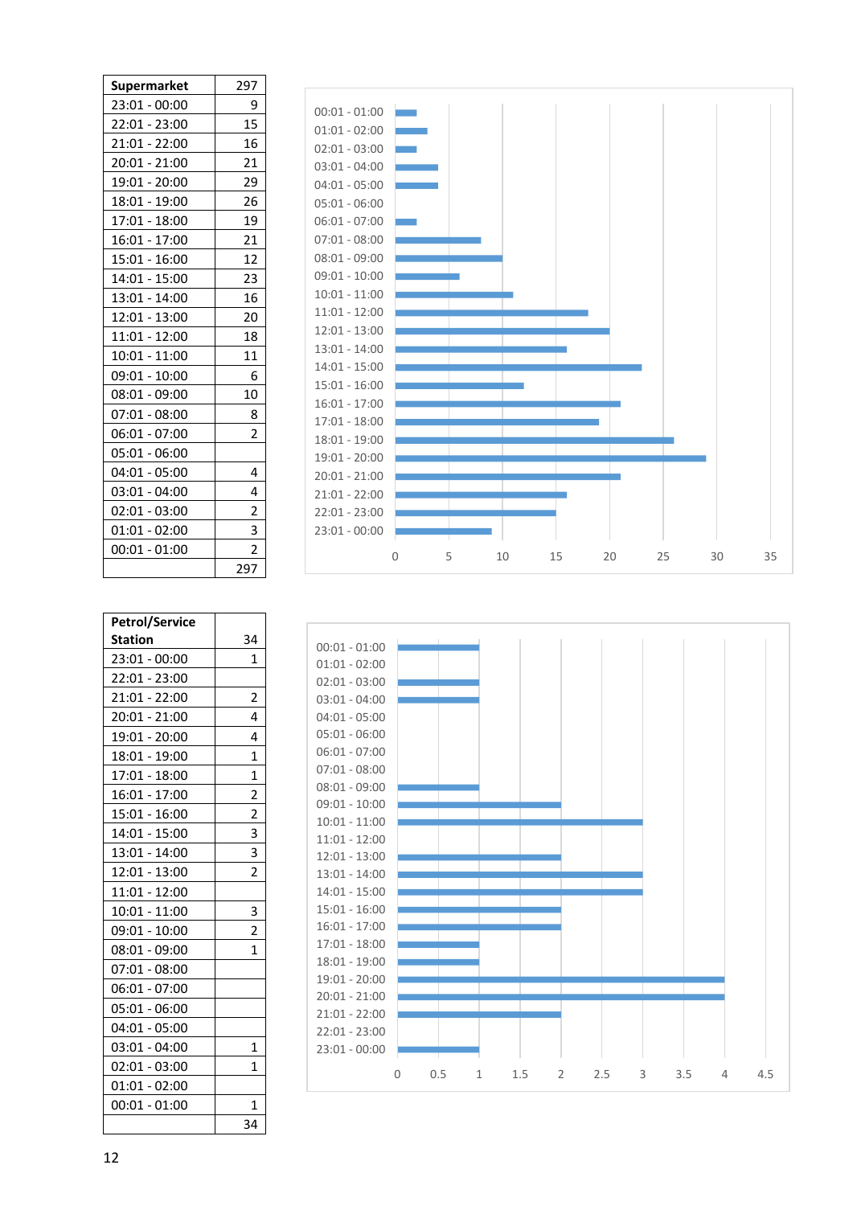| Supermarket | 297 |
|---|---|
| 23:01 - 00:00 | 9 |
| 22:01 - 23:00 | 15 |
| 21:01 - 22:00 | 16 |
| 20:01 - 21:00 | 21 |
| 19:01 - 20:00 | 29 |
| 18:01 - 19:00 | 26 |
| 17:01 - 18:00 | 19 |
| 16:01 - 17:00 | 21 |
| 15:01 - 16:00 | 12 |
| 14:01 - 15:00 | 23 |
| 13:01 - 14:00 | 16 |
| 12:01 - 13:00 | 20 |
| 11:01 - 12:00 | 18 |
| 10:01 - 11:00 | 11 |
| 09:01 - 10:00 | 6 |
| 08:01 - 09:00 | 10 |
| 07:01 - 08:00 | 8 |
| 06:01 - 07:00 | 2 |
| 05:01 - 06:00 | |
| 04:01 - 05:00 | 4 |
| 03:01 - 04:00 | 4 |
| 02:01 - 03:00 | 2 |
| 01:01 - 02:00 | 3 |
| 00:01 - 01:00 | 2 |
| | 297 |

| Petrol/Service Station | 34 |
|---|---|
| 23:01 - 00:00 | 1 |
| 22:01 - 23:00 | |
| 21:01 - 22:00 | 2 |
| 20:01 - 21:00 | 4 |
| 19:01 - 20:00 | 4 |
| 18:01 - 19:00 | 1 |
| 17:01 - 18:00 | 1 |
| 16:01 - 17:00 | 2 |
| 15:01 - 16:00 | 2 |
| 14:01 - 15:00 | 3 |
| 13:01 - 14:00 | 3 |
| 12:01 - 13:00 | 2 |
| 11:01 - 12:00 | |
| 10:01 - 11:00 | 3 |
| 09:01 - 10:00 | 2 |
| 08:01 - 09:00 | 1 |
| 07:01 - 08:00 | |
| 06:01 - 07:00 | |
| 05:01 - 06:00 | |
| 04:01 - 05:00 | |
| 03:01 - 04:00 | 1 |
| 02:01 - 03:00 | 1 |
| 01:01 - 02:00 | |
| 00:01 - 01:00 | 1 |
| | 34 |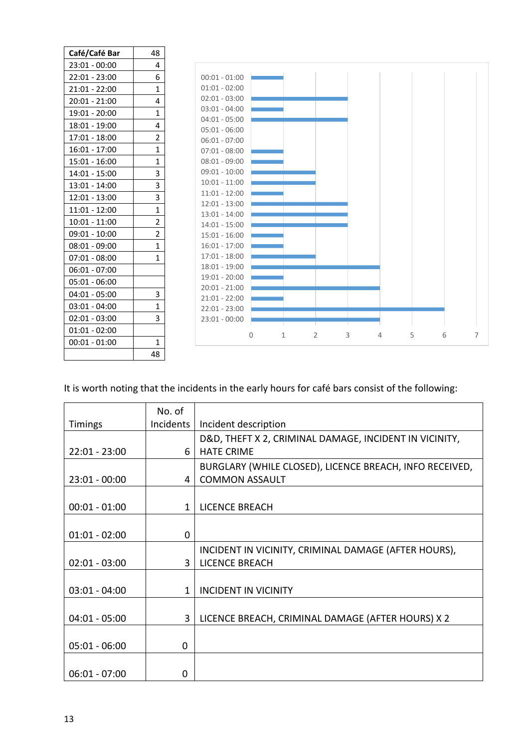| Café/Café Bar | 48 |
|---|---|
| 23:01 - 00:00 | 4 |
| 22:01 - 23:00 | 6 |
| 21:01 - 22:00 | 1 |
| 20:01 - 21:00 | 4 |
| 19:01 - 20:00 | 1 |
| 18:01 - 19:00 | 4 |
| 17:01 - 18:00 | 2 |
| 16:01 - 17:00 | 1 |
| 15:01 - 16:00 | 1 |
| 14:01 - 15:00 | 3 |
| 13:01 - 14:00 | 3 |
| 12:01 - 13:00 | 3 |
| 11:01 - 12:00 | 1 |
| 10:01 - 11:00 | 2 |
| 09:01 - 10:00 | 2 |
| 08:01 - 09:00 | 1 |
| 07:01 - 08:00 | 1 |
| 06:01 - 07:00 | |
| 05:01 - 06:00 | |
| 04:01 - 05:00 | 3 |
| 03:01 - 04:00 | 1 |
| 02:01 - 03:00 | 3 |
| 01:01 - 02:00 | |
| 00:01 - 01:00 | 1 |
| | 48 |

It is worth noting that the incidents in the early hours for café bars consist of the following:

| Timings | No. of Incidents | Incident description |
|---|---|---|
| 22:01 - 23:00 | 6 | D&D, THEFT X 2, CRIMINAL DAMAGE, INCIDENT IN VICINITY, HATE CRIME |
| 23:01 - 00:00 | 4 | BURGLARY (WHILE CLOSED), LICENCE BREACH, INFO RECEIVED, COMMON ASSAULT |
| 00:01 - 01:00 | 1 | LICENCE BREACH |
| 01:01 - 02:00 | 0 | |
| 02:01 - 03:00 | 3 | INCIDENT IN VICINITY, CRIMINAL DAMAGE (AFTER HOURS), LICENCE BREACH |
| 03:01 - 04:00 | 1 | INCIDENT IN VICINITY |
| 04:01 - 05:00 | 3 | LICENCE BREACH, CRIMINAL DAMAGE (AFTER HOURS) X 2 |
| 05:01 - 06:00 | 0 | |
| 06:01 - 07:00 | 0 | |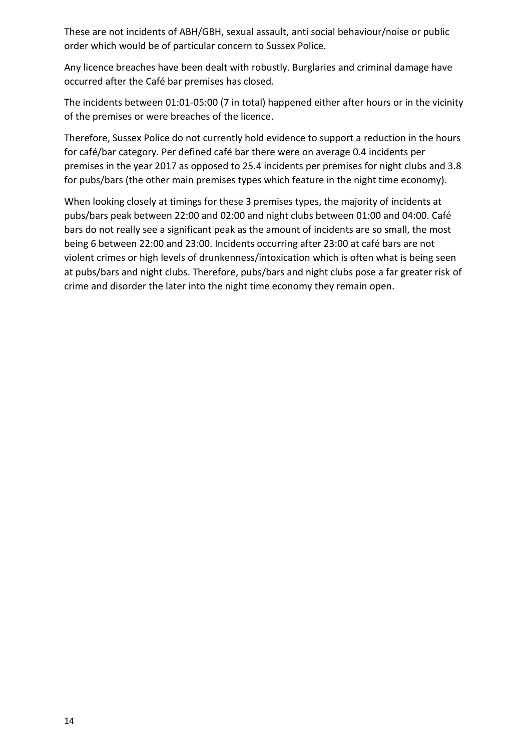These are not incidents of ABH/GBH, sexual assault, anti social behaviour/noise or public order which would be of particular concern to Sussex Police.

Any licence breaches have been dealt with robustly. Burglaries and criminal damage have occurred after the Café bar premises has closed.

The incidents between 01:01-05:00 (7 in total) happened either after hours or in the vicinity of the premises or were breaches of the licence.

Therefore, Sussex Police do not currently hold evidence to support a reduction in the hours for café/bar category. Per defined café bar there were on average 0.4 incidents per premises in the year 2017 as opposed to 25.4 incidents per premises for night clubs and 3.8 for pubs/bars (the other main premises types which feature in the night time economy).

When looking closely at timings for these 3 premises types, the majority of incidents at pubs/bars peak between 22:00 and 02:00 and night clubs between 01:00 and 04:00. Café bars do not really see a significant peak as the amount of incidents are so small, the most being 6 between 22:00 and 23:00. Incidents occurring after 23:00 at café bars are not violent crimes or high levels of drunkenness/intoxication which is often what is being seen at pubs/bars and night clubs. Therefore, pubs/bars and night clubs pose a far greater risk of crime and disorder the later into the night time economy they remain open.